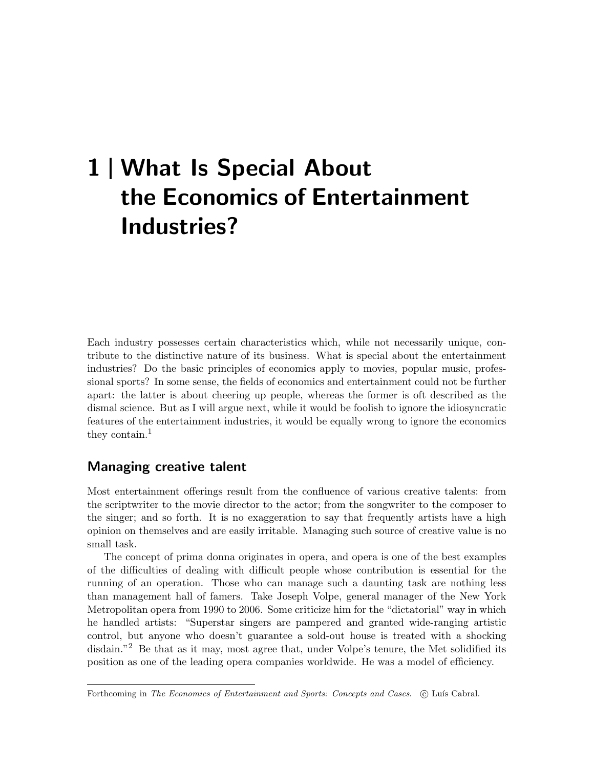# 1 | What Is Special About the Economics of Entertainment Industries?

Each industry possesses certain characteristics which, while not necessarily unique, contribute to the distinctive nature of its business. What is special about the entertainment industries? Do the basic principles of economics apply to movies, popular music, professional sports? In some sense, the fields of economics and entertainment could not be further apart: the latter is about cheering up people, whereas the former is oft described as the dismal science. But as I will argue next, while it would be foolish to ignore the idiosyncratic features of the entertainment industries, it would be equally wrong to ignore the economics they contain.[1]

## Managing creative talent

Most entertainment offerings result from the confluence of various creative talents: from the scriptwriter to the movie director to the actor; from the songwriter to the composer to the singer; and so forth. It is no exaggeration to say that frequently artists have a high opinion on themselves and are easily irritable. Managing such source of creative value is no small task.

The concept of prima donna originates in opera, and opera is one of the best examples of the difficulties of dealing with difficult people whose contribution is essential for the running of an operation. Those who can manage such a daunting task are nothing less than management hall of famers. Take Joseph Volpe, general manager of the New York Metropolitan opera from 1990 to 2006. Some criticize him for the "dictatorial" way in which he handled artists: "Superstar singers are pampered and granted wide-ranging artistic control, but anyone who doesn't guarantee a sold-out house is treated with a shocking disdain."[2] Be that as it may, most agree that, under Volpe's tenure, the Met solidified its position as one of the leading opera companies worldwide. He was a model of efficiency.

Forthcoming in *The Economics of Entertainment and Sports: Concepts and Cases*. © Luís Cabral.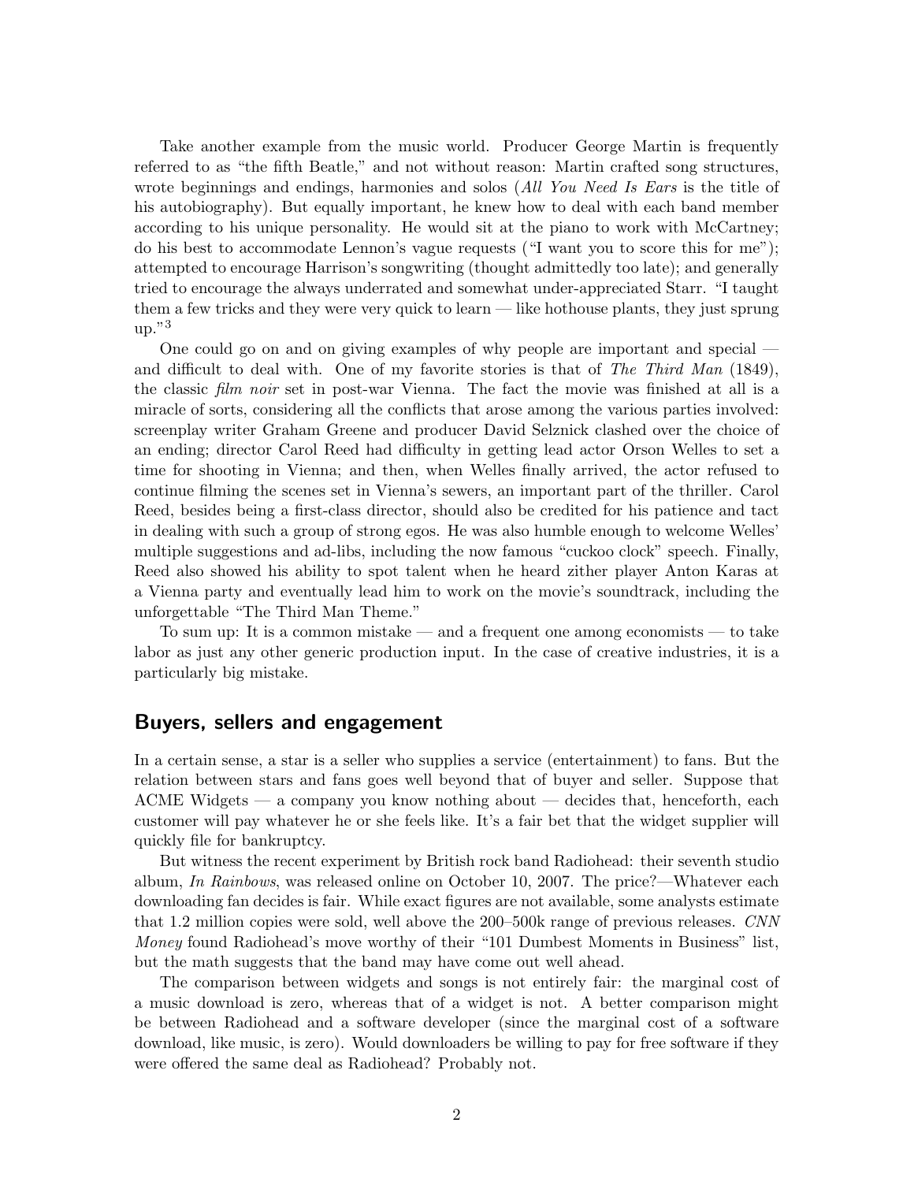Take another example from the music world. Producer George Martin is frequently referred to as "the fifth Beatle," and not without reason: Martin crafted song structures, wrote beginnings and endings, harmonies and solos (*All You Need Is Ears* is the title of his autobiography). But equally important, he knew how to deal with each band member according to his unique personality. He would sit at the piano to work with McCartney; do his best to accommodate Lennon's vague requests ("I want you to score this for me"); attempted to encourage Harrison's songwriting (thought admittedly too late); and generally tried to encourage the always underrated and somewhat under-appreciated Starr. "I taught them a few tricks and they were very quick to learn — like hothouse plants, they just sprung up."[3]

One could go on and on giving examples of why people are important and special — and difficult to deal with. One of my favorite stories is that of *The Third Man* (1849), the classic *film noir* set in post-war Vienna. The fact the movie was finished at all is a miracle of sorts, considering all the conflicts that arose among the various parties involved: screenplay writer Graham Greene and producer David Selznick clashed over the choice of an ending; director Carol Reed had difficulty in getting lead actor Orson Welles to set a time for shooting in Vienna; and then, when Welles finally arrived, the actor refused to continue filming the scenes set in Vienna's sewers, an important part of the thriller. Carol Reed, besides being a first-class director, should also be credited for his patience and tact in dealing with such a group of strong egos. He was also humble enough to welcome Welles' multiple suggestions and ad-libs, including the now famous "cuckoo clock" speech. Finally, Reed also showed his ability to spot talent when he heard zither player Anton Karas at a Vienna party and eventually lead him to work on the movie's soundtrack, including the unforgettable "The Third Man Theme."

To sum up: It is a common mistake — and a frequent one among economists — to take labor as just any other generic production input. In the case of creative industries, it is a particularly big mistake.

## Buyers, sellers and engagement

In a certain sense, a star is a seller who supplies a service (entertainment) to fans. But the relation between stars and fans goes well beyond that of buyer and seller. Suppose that ACME Widgets — a company you know nothing about — decides that, henceforth, each customer will pay whatever he or she feels like. It's a fair bet that the widget supplier will quickly file for bankruptcy.

But witness the recent experiment by British rock band Radiohead: their seventh studio album, *In Rainbows*, was released online on October 10, 2007. The price?—Whatever each downloading fan decides is fair. While exact figures are not available, some analysts estimate that 1.2 million copies were sold, well above the 200–500k range of previous releases. *CNN Money* found Radiohead's move worthy of their "101 Dumbest Moments in Business" list, but the math suggests that the band may have come out well ahead.

The comparison between widgets and songs is not entirely fair: the marginal cost of a music download is zero, whereas that of a widget is not. A better comparison might be between Radiohead and a software developer (since the marginal cost of a software download, like music, is zero). Would downloaders be willing to pay for free software if they were offered the same deal as Radiohead? Probably not.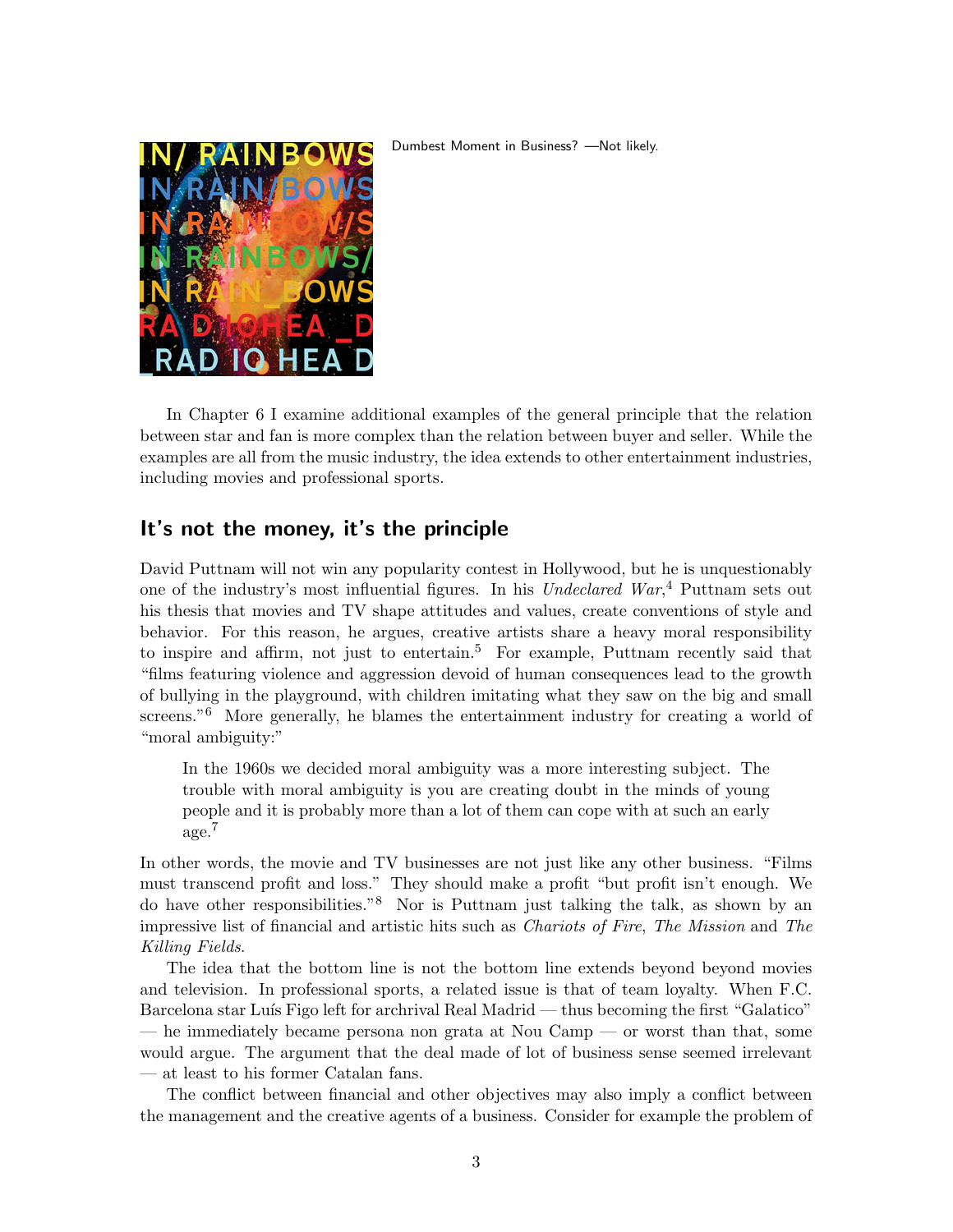Dumbest Moment in Business? —Not likely.

In Chapter 6 I examine additional examples of the general principle that the relation between star and fan is more complex than the relation between buyer and seller. While the examples are all from the music industry, the idea extends to other entertainment industries, including movies and professional sports.

## It's not the money, it's the principle

David Puttnam will not win any popularity contest in Hollywood, but he is unquestionably one of the industry's most influential figures. In his *Undeclared War*,[4] Puttnam sets out his thesis that movies and TV shape attitudes and values, create conventions of style and behavior. For this reason, he argues, creative artists share a heavy moral responsibility to inspire and affirm, not just to entertain.[5] For example, Puttnam recently said that "films featuring violence and aggression devoid of human consequences lead to the growth of bullying in the playground, with children imitating what they saw on the big and small screens."[6] More generally, he blames the entertainment industry for creating a world of "moral ambiguity:"

> In the 1960s we decided moral ambiguity was a more interesting subject. The trouble with moral ambiguity is you are creating doubt in the minds of young people and it is probably more than a lot of them can cope with at such an early age.[7]

In other words, the movie and TV businesses are not just like any other business. "Films must transcend profit and loss." They should make a profit "but profit isn't enough. We do have other responsibilities."[8] Nor is Puttnam just talking the talk, as shown by an impressive list of financial and artistic hits such as *Chariots of Fire*, *The Mission* and *The Killing Fields*.

The idea that the bottom line is not the bottom line extends beyond beyond movies and television. In professional sports, a related issue is that of team loyalty. When F.C. Barcelona star Luís Figo left for archrival Real Madrid — thus becoming the first "Galatico" — he immediately became persona non grata at Nou Camp — or worst than that, some would argue. The argument that the deal made of lot of business sense seemed irrelevant — at least to his former Catalan fans.

The conflict between financial and other objectives may also imply a conflict between the management and the creative agents of a business. Consider for example the problem of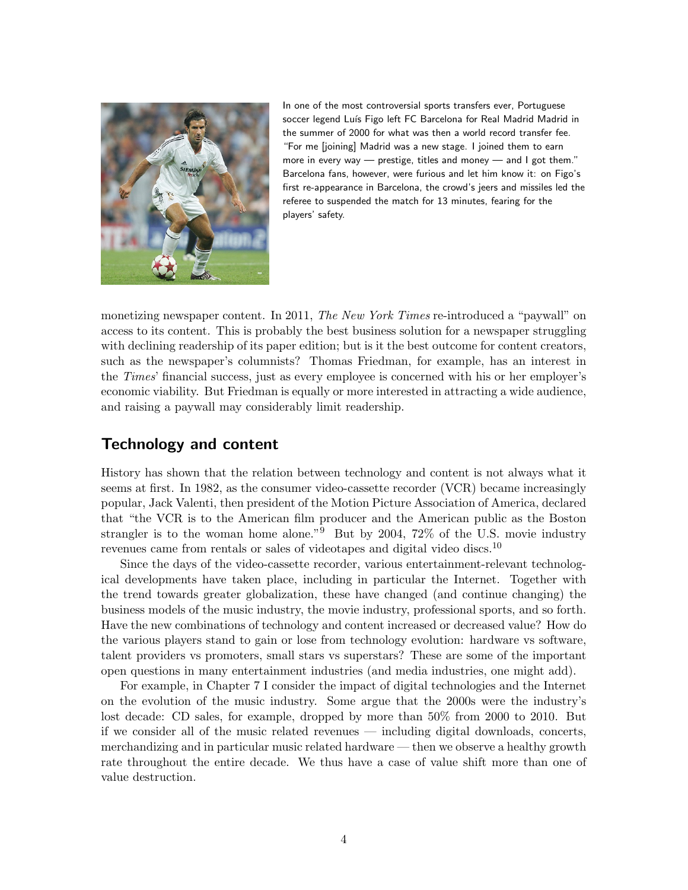In one of the most controversial sports transfers ever, Portuguese soccer legend Luís Figo left FC Barcelona for Real Madrid Madrid in the summer of 2000 for what was then a world record transfer fee. "For me [joining] Madrid was a new stage. I joined them to earn more in every way — prestige, titles and money — and I got them." Barcelona fans, however, were furious and let him know it: on Figo's first re-appearance in Barcelona, the crowd's jeers and missiles led the referee to suspended the match for 13 minutes, fearing for the players' safety.

monetizing newspaper content. In 2011, *The New York Times* re-introduced a "paywall" on access to its content. This is probably the best business solution for a newspaper struggling with declining readership of its paper edition; but is it the best outcome for content creators, such as the newspaper's columnists? Thomas Friedman, for example, has an interest in the *Times*' financial success, just as every employee is concerned with his or her employer's economic viability. But Friedman is equally or more interested in attracting a wide audience, and raising a paywall may considerably limit readership.

## Technology and content

History has shown that the relation between technology and content is not always what it seems at first. In 1982, as the consumer video-cassette recorder (VCR) became increasingly popular, Jack Valenti, then president of the Motion Picture Association of America, declared that "the VCR is to the American film producer and the American public as the Boston strangler is to the woman home alone."[9] But by 2004, 72% of the U.S. movie industry revenues came from rentals or sales of videotapes and digital video discs.[10]

Since the days of the video-cassette recorder, various entertainment-relevant technological developments have taken place, including in particular the Internet. Together with the trend towards greater globalization, these have changed (and continue changing) the business models of the music industry, the movie industry, professional sports, and so forth. Have the new combinations of technology and content increased or decreased value? How do the various players stand to gain or lose from technology evolution: hardware vs software, talent providers vs promoters, small stars vs superstars? These are some of the important open questions in many entertainment industries (and media industries, one might add).

For example, in Chapter 7 I consider the impact of digital technologies and the Internet on the evolution of the music industry. Some argue that the 2000s were the industry's lost decade: CD sales, for example, dropped by more than 50% from 2000 to 2010. But if we consider all of the music related revenues — including digital downloads, concerts, merchandizing and in particular music related hardware — then we observe a healthy growth rate throughout the entire decade. We thus have a case of value shift more than one of value destruction.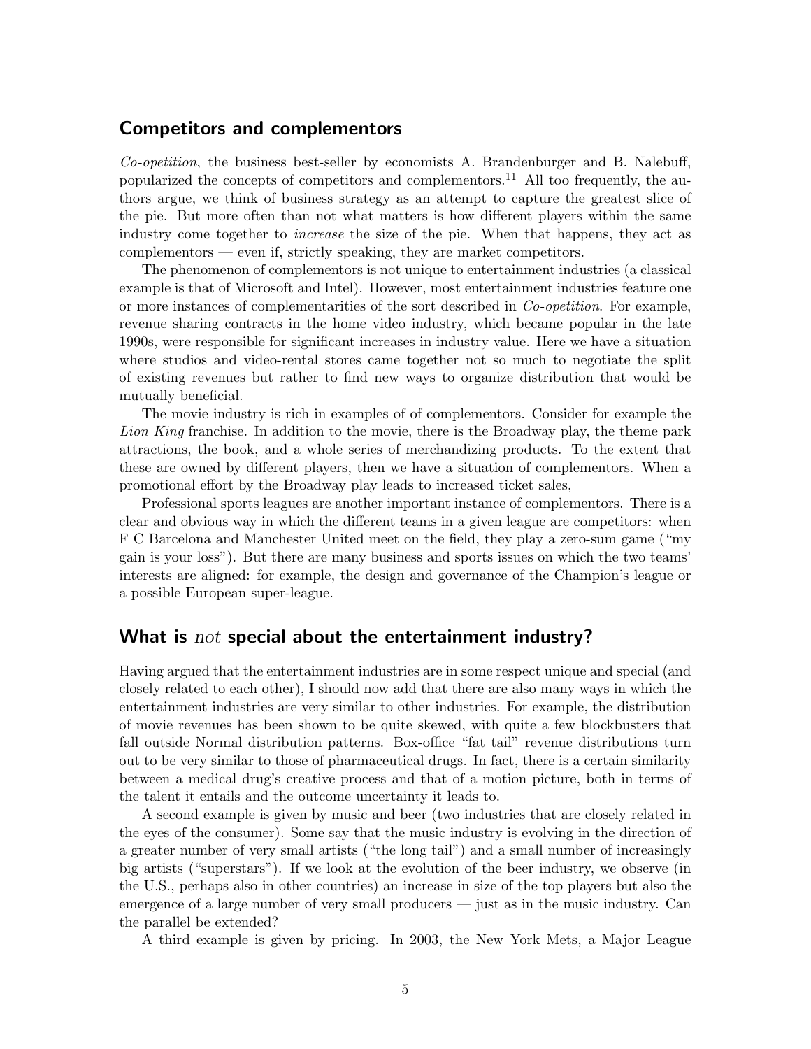## Competitors and complementors

*Co-opetition*, the business best-seller by economists A. Brandenburger and B. Nalebuff, popularized the concepts of competitors and complementors.[11] All too frequently, the authors argue, we think of business strategy as an attempt to capture the greatest slice of the pie. But more often than not what matters is how different players within the same industry come together to *increase* the size of the pie. When that happens, they act as complementors — even if, strictly speaking, they are market competitors.

The phenomenon of complementors is not unique to entertainment industries (a classical example is that of Microsoft and Intel). However, most entertainment industries feature one or more instances of complementarities of the sort described in *Co-opetition*. For example, revenue sharing contracts in the home video industry, which became popular in the late 1990s, were responsible for significant increases in industry value. Here we have a situation where studios and video-rental stores came together not so much to negotiate the split of existing revenues but rather to find new ways to organize distribution that would be mutually beneficial.

The movie industry is rich in examples of of complementors. Consider for example the *Lion King* franchise. In addition to the movie, there is the Broadway play, the theme park attractions, the book, and a whole series of merchandizing products. To the extent that these are owned by different players, then we have a situation of complementors. When a promotional effort by the Broadway play leads to increased ticket sales,

Professional sports leagues are another important instance of complementors. There is a clear and obvious way in which the different teams in a given league are competitors: when F C Barcelona and Manchester United meet on the field, they play a zero-sum game ("my gain is your loss"). But there are many business and sports issues on which the two teams' interests are aligned: for example, the design and governance of the Champion's league or a possible European super-league.

## What is *not* special about the entertainment industry?

Having argued that the entertainment industries are in some respect unique and special (and closely related to each other), I should now add that there are also many ways in which the entertainment industries are very similar to other industries. For example, the distribution of movie revenues has been shown to be quite skewed, with quite a few blockbusters that fall outside Normal distribution patterns. Box-office "fat tail" revenue distributions turn out to be very similar to those of pharmaceutical drugs. In fact, there is a certain similarity between a medical drug's creative process and that of a motion picture, both in terms of the talent it entails and the outcome uncertainty it leads to.

A second example is given by music and beer (two industries that are closely related in the eyes of the consumer). Some say that the music industry is evolving in the direction of a greater number of very small artists ("the long tail") and a small number of increasingly big artists ("superstars"). If we look at the evolution of the beer industry, we observe (in the U.S., perhaps also in other countries) an increase in size of the top players but also the emergence of a large number of very small producers — just as in the music industry. Can the parallel be extended?

A third example is given by pricing. In 2003, the New York Mets, a Major League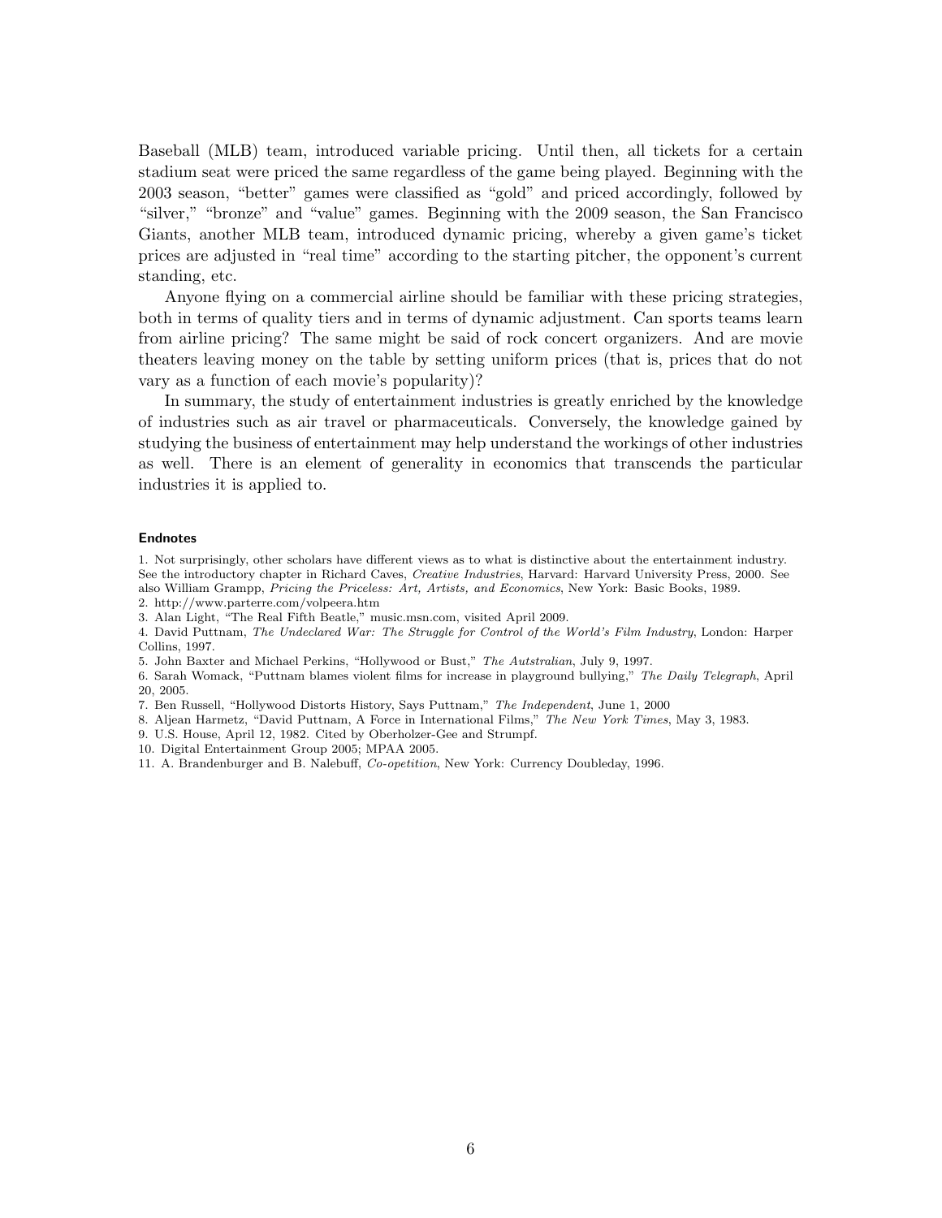Baseball (MLB) team, introduced variable pricing. Until then, all tickets for a certain stadium seat were priced the same regardless of the game being played. Beginning with the 2003 season, "better" games were classified as "gold" and priced accordingly, followed by "silver," "bronze" and "value" games. Beginning with the 2009 season, the San Francisco Giants, another MLB team, introduced dynamic pricing, whereby a given game's ticket prices are adjusted in "real time" according to the starting pitcher, the opponent's current standing, etc.

Anyone flying on a commercial airline should be familiar with these pricing strategies, both in terms of quality tiers and in terms of dynamic adjustment. Can sports teams learn from airline pricing? The same might be said of rock concert organizers. And are movie theaters leaving money on the table by setting uniform prices (that is, prices that do not vary as a function of each movie's popularity)?

In summary, the study of entertainment industries is greatly enriched by the knowledge of industries such as air travel or pharmaceuticals. Conversely, the knowledge gained by studying the business of entertainment may help understand the workings of other industries as well. There is an element of generality in economics that transcends the particular industries it is applied to.

#### Endnotes

1. Not surprisingly, other scholars have different views as to what is distinctive about the entertainment industry. See the introductory chapter in Richard Caves, *Creative Industries*, Harvard: Harvard University Press, 2000. See also William Grampp, *Pricing the Priceless: Art, Artists, and Economics*, New York: Basic Books, 1989.
2. http://www.parterre.com/volpeera.htm
3. Alan Light, "The Real Fifth Beatle," music.msn.com, visited April 2009.
4. David Puttnam, *The Undeclared War: The Struggle for Control of the World's Film Industry*, London: Harper Collins, 1997.
5. John Baxter and Michael Perkins, "Hollywood or Bust," *The Autstralian*, July 9, 1997.
6. Sarah Womack, "Puttnam blames violent films for increase in playground bullying," *The Daily Telegraph*, April 20, 2005.
7. Ben Russell, "Hollywood Distorts History, Says Puttnam," *The Independent*, June 1, 2000
8. Aljean Harmetz, "David Puttnam, A Force in International Films," *The New York Times*, May 3, 1983.
9. U.S. House, April 12, 1982. Cited by Oberholzer-Gee and Strumpf.
10. Digital Entertainment Group 2005; MPAA 2005.
11. A. Brandenburger and B. Nalebuff, *Co-opetition*, New York: Currency Doubleday, 1996.